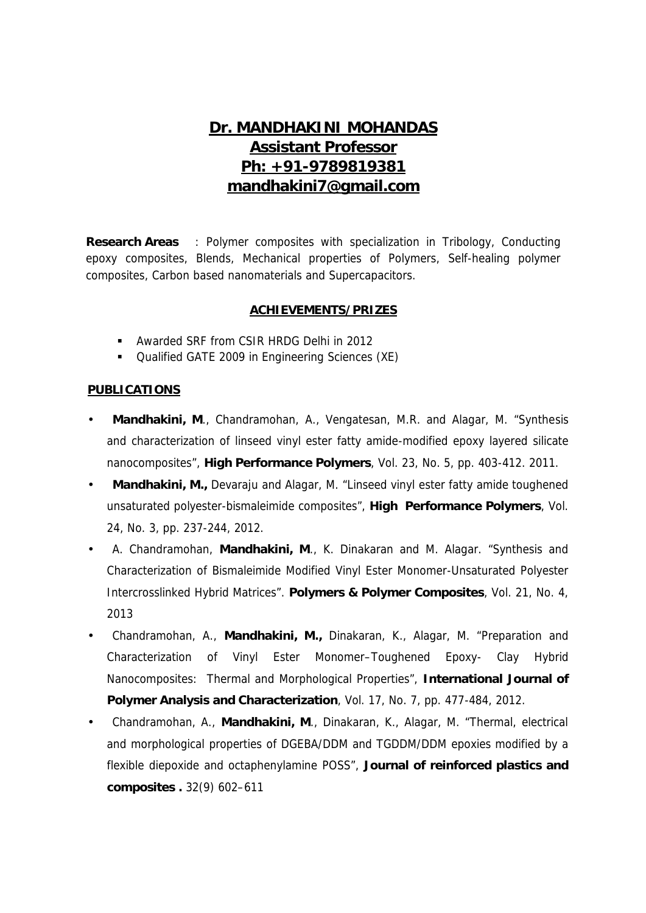# Dr. MANDHAKINI MOHANDAS
## Assistant Professor
## Ph: +91-9789819381
## mandhakini7@gmail.com

**Research Areas** : Polymer composites with specialization in Tribology, Conducting epoxy composites, Blends, Mechanical properties of Polymers, Self-healing polymer composites, Carbon based nanomaterials and Supercapacitors.

### ACHIEVEMENTS/PRIZES

- Awarded SRF from CSIR HRDG Delhi in 2012
- Qualified GATE 2009 in Engineering Sciences (XE)

### PUBLICATIONS

- **Mandhakini, M**., Chandramohan, A., Vengatesan, M.R. and Alagar, M. "Synthesis and characterization of linseed vinyl ester fatty amide-modified epoxy layered silicate nanocomposites", **High Performance Polymers**, Vol. 23, No. 5, pp. 403-412. 2011.
- **Mandhakini, M.,** Devaraju and Alagar, M. "Linseed vinyl ester fatty amide toughened unsaturated polyester-bismaleimide composites", **High Performance Polymers**, Vol. 24, No. 3, pp. 237-244, 2012.
- A. Chandramohan, **Mandhakini, M**., K. Dinakaran and M. Alagar. "Synthesis and Characterization of Bismaleimide Modified Vinyl Ester Monomer-Unsaturated Polyester Intercrosslinked Hybrid Matrices". **Polymers & Polymer Composites**, Vol. 21, No. 4, 2013
- Chandramohan, A., **Mandhakini, M.,** Dinakaran, K., Alagar, M. "Preparation and Characterization of Vinyl Ester Monomer–Toughened Epoxy- Clay Hybrid Nanocomposites: Thermal and Morphological Properties", **International Journal of Polymer Analysis and Characterization**, Vol. 17, No. 7, pp. 477-484, 2012.
- Chandramohan, A., **Mandhakini, M**., Dinakaran, K., Alagar, M. "Thermal, electrical and morphological properties of DGEBA/DDM and TGDDM/DDM epoxies modified by a flexible diepoxide and octaphenylamine POSS", **Journal of reinforced plastics and composites .** 32(9) 602–611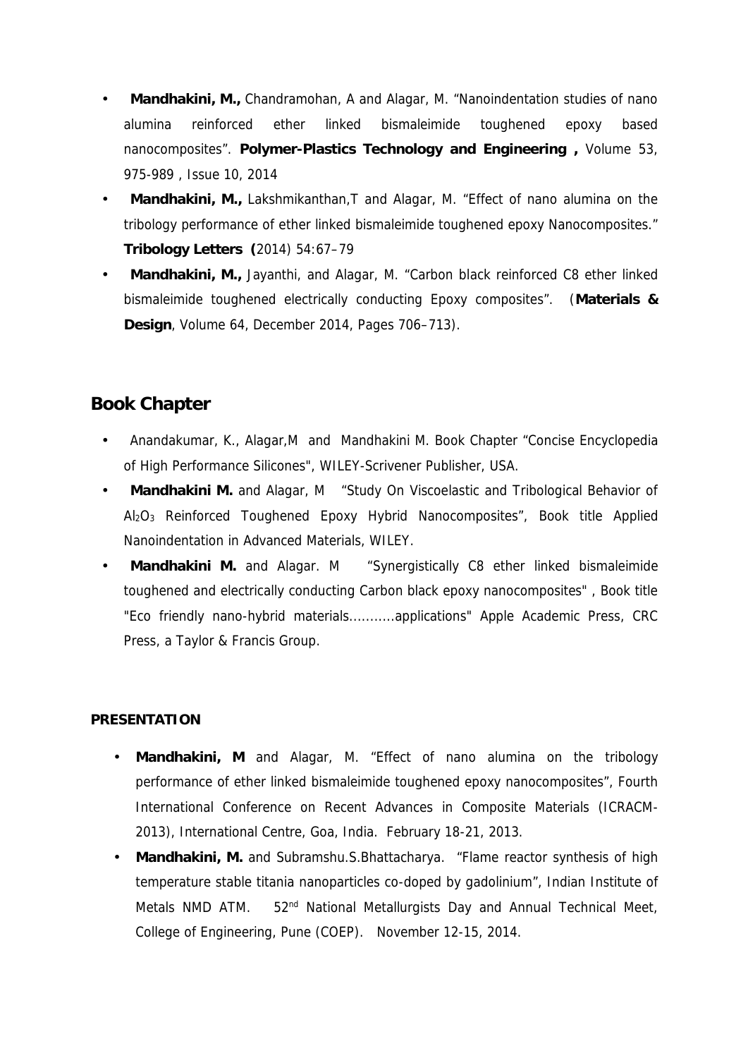- **Mandhakini, M.,** Chandramohan, A and Alagar, M. "Nanoindentation studies of nano alumina reinforced ether linked bismaleimide toughened epoxy based nanocomposites". **Polymer-Plastics Technology and Engineering ,** Volume 53, 975-989 , Issue 10, 2014
- **Mandhakini, M.,** Lakshmikanthan,T and Alagar, M. "Effect of nano alumina on the tribology performance of ether linked bismaleimide toughened epoxy Nanocomposites." **Tribology Letters (**2014) 54:67–79
- **Mandhakini, M.,** Jayanthi, and Alagar, M. "Carbon black reinforced C8 ether linked bismaleimide toughened electrically conducting Epoxy composites". (**Materials & Design**, Volume 64, December 2014, Pages 706–713).

## Book Chapter

- Anandakumar, K., Alagar,M and Mandhakini M. Book Chapter "Concise Encyclopedia of High Performance Silicones", WILEY-Scrivener Publisher, USA.
- **Mandhakini M.** and Alagar, M "Study On Viscoelastic and Tribological Behavior of $Al_2O_3$ Reinforced Toughened Epoxy Hybrid Nanocomposites", Book title Applied Nanoindentation in Advanced Materials, WILEY.
- **Mandhakini M.** and Alagar. M "Synergistically C8 ether linked bismaleimide toughened and electrically conducting Carbon black epoxy nanocomposites" , Book title "Eco friendly nano-hybrid materials...........applications" Apple Academic Press, CRC Press, a Taylor & Francis Group.

**PRESENTATION**

- **Mandhakini, M** and Alagar, M. "Effect of nano alumina on the tribology performance of ether linked bismaleimide toughened epoxy nanocomposites", Fourth International Conference on Recent Advances in Composite Materials (ICRACM-2013), International Centre, Goa, India. February 18-21, 2013.
- **Mandhakini, M.** and Subramshu.S.Bhattacharya. "Flame reactor synthesis of high temperature stable titania nanoparticles co-doped by gadolinium", Indian Institute of Metals NMD ATM. $52^{nd}$ National Metallurgists Day and Annual Technical Meet, College of Engineering, Pune (COEP). November 12-15, 2014.